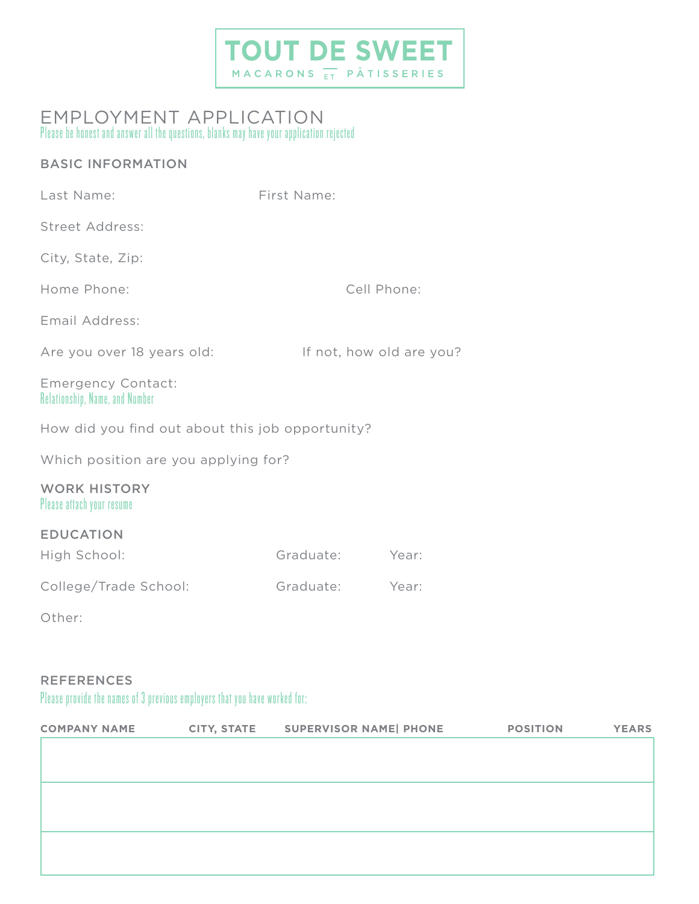# TOUT DE SWEET

MACARONS ET PÂTISSERIES

## EMPLOYMENT APPLICATION

Please be honest and answer all the questions, blanks may have your application rejected

### BASIC INFORMATION

Last Name: First Name:

Street Address:

City, State, Zip:

Home Phone: Cell Phone:

Email Address:

Are you over 18 years old: If not, how old are you?

Emergency Contact:
Relationship, Name, and Number

How did you find out about this job opportunity?

Which position are you applying for?

### WORK HISTORY

Please attach your resume

### EDUCATION

High School: Graduate: Year:

College/Trade School: Graduate: Year:

Other:

### REFERENCES

Please provide the names of 3 previous employers that you have worked for:

| COMPANY NAME | CITY, STATE | SUPERVISOR NAME\| PHONE | POSITION | YEARS |
|---|---|---|---|---|
| | | | | |
| | | | | |
| | | | | |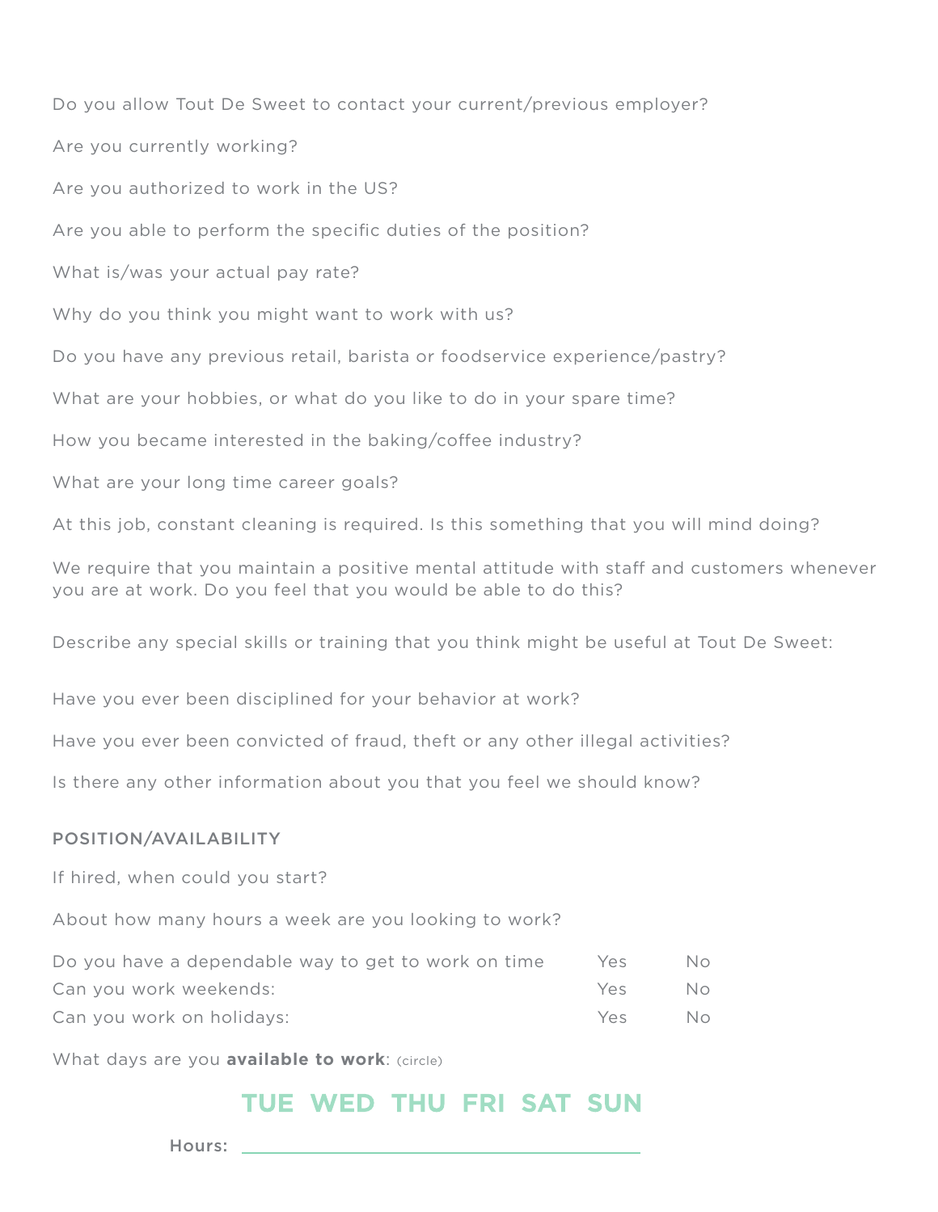Do you allow Tout De Sweet to contact your current/previous employer?

Are you currently working?

Are you authorized to work in the US?

Are you able to perform the specific duties of the position?

What is/was your actual pay rate?

Why do you think you might want to work with us?

Do you have any previous retail, barista or foodservice experience/pastry?

What are your hobbies, or what do you like to do in your spare time?

How you became interested in the baking/coffee industry?

What are your long time career goals?

At this job, constant cleaning is required. Is this something that you will mind doing?

We require that you maintain a positive mental attitude with staff and customers whenever you are at work. Do you feel that you would be able to do this?

Describe any special skills or training that you think might be useful at Tout De Sweet:

Have you ever been disciplined for your behavior at work?

Have you ever been convicted of fraud, theft or any other illegal activities?

Is there any other information about you that you feel we should know?

## POSITION/AVAILABILITY

If hired, when could you start?

About how many hours a week are you looking to work?

| | | |
|---|---|---|
| Do you have a dependable way to get to work on time | Yes | No |
| Can you work weekends: | Yes | No |
| Can you work on holidays: | Yes | No |

What days are you **available to work**: (circle)

**TUE WED THU FRI SAT SUN**

**Hours:** ______________________________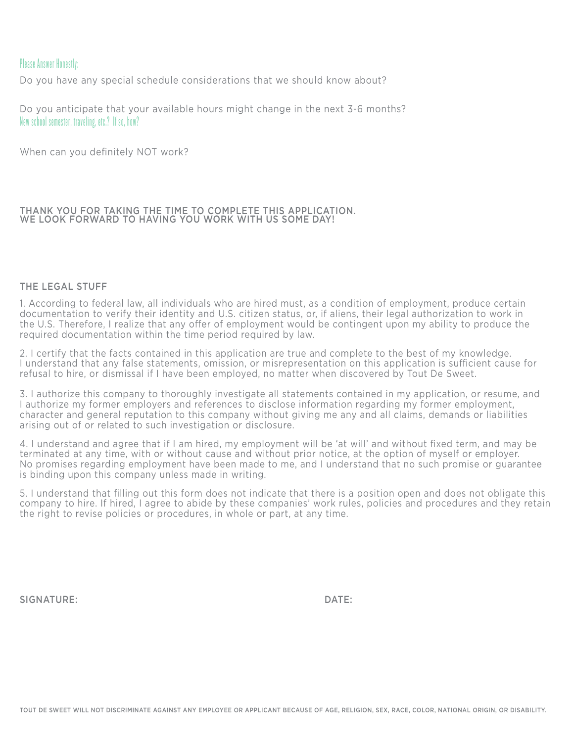Please Answer Honestly:

Do you have any special schedule considerations that we should know about?

Do you anticipate that your available hours might change in the next 3-6 months?
New school semester, traveling, etc.? If so, how?

When can you definitely NOT work?

**THANK YOU FOR TAKING THE TIME TO COMPLETE THIS APPLICATION.
WE LOOK FORWARD TO HAVING YOU WORK WITH US SOME DAY!**

## THE LEGAL STUFF

1. According to federal law, all individuals who are hired must, as a condition of employment, produce certain documentation to verify their identity and U.S. citizen status, or, if aliens, their legal authorization to work in the U.S. Therefore, I realize that any offer of employment would be contingent upon my ability to produce the required documentation within the time period required by law.

2. I certify that the facts contained in this application are true and complete to the best of my knowledge. I understand that any false statements, omission, or misrepresentation on this application is sufficient cause for refusal to hire, or dismissal if I have been employed, no matter when discovered by Tout De Sweet.

3. I authorize this company to thoroughly investigate all statements contained in my application, or resume, and I authorize my former employers and references to disclose information regarding my former employment, character and general reputation to this company without giving me any and all claims, demands or liabilities arising out of or related to such investigation or disclosure.

4. I understand and agree that if I am hired, my employment will be 'at will' and without fixed term, and may be terminated at any time, with or without cause and without prior notice, at the option of myself or employer. No promises regarding employment have been made to me, and I understand that no such promise or guarantee is binding upon this company unless made in writing.

5. I understand that filling out this form does not indicate that there is a position open and does not obligate this company to hire. If hired, I agree to abide by these companies' work rules, policies and procedures and they retain the right to revise policies or procedures, in whole or part, at any time.

SIGNATURE: DATE:

TOUT DE SWEET WILL NOT DISCRIMINATE AGAINST ANY EMPLOYEE OR APPLICANT BECAUSE OF AGE, RELIGION, SEX, RACE, COLOR, NATIONAL ORIGIN, OR DISABILITY.